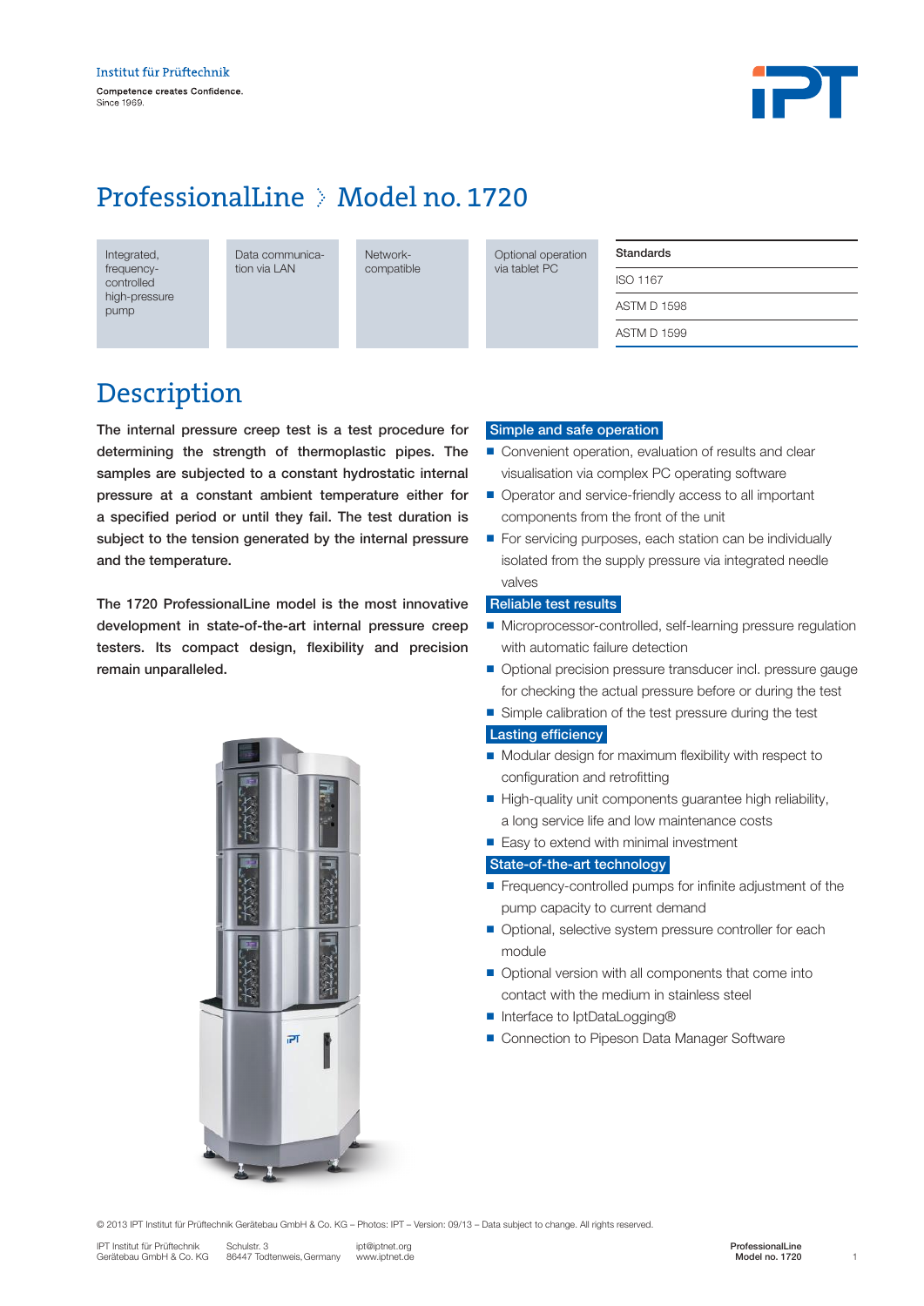Institut für Prüftechnik

Competence creates Confidence.
Since 1969.

# ProfessionalLine › Model no. 1720

- Integrated, frequency-controlled high-pressure pump
- Data communication via LAN
- Network-compatible
- Optional operation via tablet PC

| Standards |
|---|
| ISO 1167 |
| ASTM D 1598 |
| ASTM D 1599 |

## Description

**The internal pressure creep test is a test procedure for determining the strength of thermoplastic pipes. The samples are subjected to a constant hydrostatic internal pressure at a constant ambient temperature either for a specified period or until they fail. The test duration is subject to the tension generated by the internal pressure and the temperature.**

**The 1720 ProfessionalLine model is the most innovative development in state-of-the-art internal pressure creep testers. Its compact design, flexibility and precision remain unparalleled.**

### Simple and safe operation

- Convenient operation, evaluation of results and clear visualisation via complex PC operating software
- Operator and service-friendly access to all important components from the front of the unit
- For servicing purposes, each station can be individually isolated from the supply pressure via integrated needle valves

### Reliable test results

- Microprocessor-controlled, self-learning pressure regulation with automatic failure detection
- Optional precision pressure transducer incl. pressure gauge for checking the actual pressure before or during the test
- Simple calibration of the test pressure during the test

### Lasting efficiency

- Modular design for maximum flexibility with respect to configuration and retrofitting
- High-quality unit components guarantee high reliability, a long service life and low maintenance costs
- Easy to extend with minimal investment

### State-of-the-art technology

- Frequency-controlled pumps for infinite adjustment of the pump capacity to current demand
- Optional, selective system pressure controller for each module
- Optional version with all components that come into contact with the medium in stainless steel
- Interface to IptDataLogging®
- Connection to Pipeson Data Manager Software

© 2013 IPT Institut für Prüftechnik Gerätebau GmbH & Co. KG – Photos: IPT – Version: 09/13 – Data subject to change. All rights reserved.

IPT Institut für Prüftechnik Gerätebau GmbH & Co. KG | Schulstr. 3, 86447 Todtenweis, Germany | ipt@iptnet.org | www.iptnet.de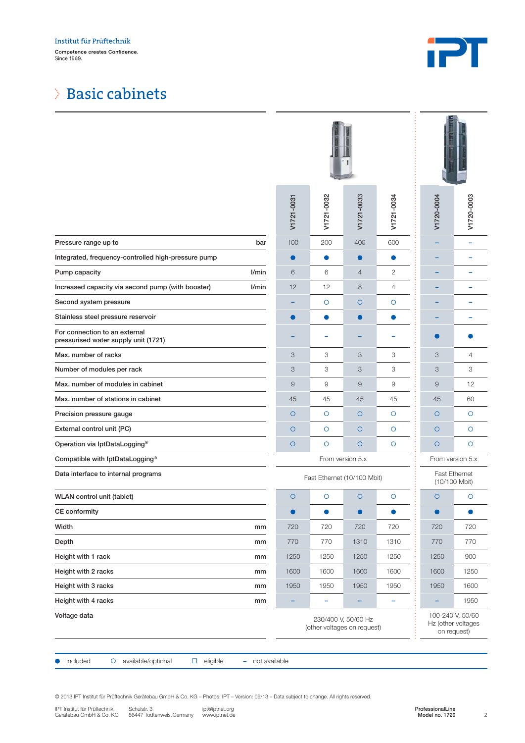Institut für Prüftechnik

Competence creates Confidence.
Since 1969.

# Basic cabinets

| | | V1721-0031 | V1721-0032 | V1721-0033 | V1721-0034 | V1720-0004 | V1720-0003 |
|---|---|---|---|---|---|---|---|
| Pressure range up to | bar | 100 | 200 | 400 | 600 | – | – |
| Integrated, frequency-controlled high-pressure pump | | ● | ● | ● | ● | – | – |
| Pump capacity | l/min | 6 | 6 | 4 | 2 | – | – |
| Increased capacity via second pump (with booster) | l/min | 12 | 12 | 8 | 4 | – | – |
| Second system pressure | | – | ○ | ○ | ○ | – | – |
| Stainless steel pressure reservoir | | ● | ● | ● | ● | – | – |
| For connection to an external pressurised water supply unit (1721) | | – | – | – | – | ● | ● |
| Max. number of racks | | 3 | 3 | 3 | 3 | 3 | 4 |
| Number of modules per rack | | 3 | 3 | 3 | 3 | 3 | 3 |
| Max. number of modules in cabinet | | 9 | 9 | 9 | 9 | 9 | 12 |
| Max. number of stations in cabinet | | 45 | 45 | 45 | 45 | 45 | 60 |
| Precision pressure gauge | | ○ | ○ | ○ | ○ | ○ | ○ |
| External control unit (PC) | | ○ | ○ | ○ | ○ | ○ | ○ |
| Operation via IptDataLogging® | | ○ | ○ | ○ | ○ | ○ | ○ |
| Compatible with IptDataLogging® | | From version 5.x | | | | From version 5.x | |
| Data interface to internal programs | | Fast Ethernet (10/100 Mbit) | | | | Fast Ethernet (10/100 Mbit) | |
| WLAN control unit (tablet) | | ○ | ○ | ○ | ○ | ○ | ○ |
| CE conformity | | ● | ● | ● | ● | ● | ● |
| Width | mm | 720 | 720 | 720 | 720 | 720 | 720 |
| Depth | mm | 770 | 770 | 1310 | 1310 | 770 | 770 |
| Height with 1 rack | mm | 1250 | 1250 | 1250 | 1250 | 1250 | 900 |
| Height with 2 racks | mm | 1600 | 1600 | 1600 | 1600 | 1600 | 1250 |
| Height with 3 racks | mm | 1950 | 1950 | 1950 | 1950 | 1950 | 1600 |
| Height with 4 racks | mm | – | – | – | – | – | 1950 |
| Voltage data | | 230/400 V, 50/60 Hz (other voltages on request) | | | | 100-240 V, 50/60 Hz (other voltages on request) | |

● included ○ available/optional □ eligible – not available

© 2013 IPT Institut für Prüftechnik Gerätebau GmbH & Co. KG – Photos: IPT – Version: 09/13 – Data subject to change. All rights reserved.

IPT Institut für Prüftechnik Gerätebau GmbH & Co. KG | Schulstr. 3, 86447 Todtenweis, Germany | ipt@iptnet.org, www.iptnet.de

ProfessionalLine
Model no. 1720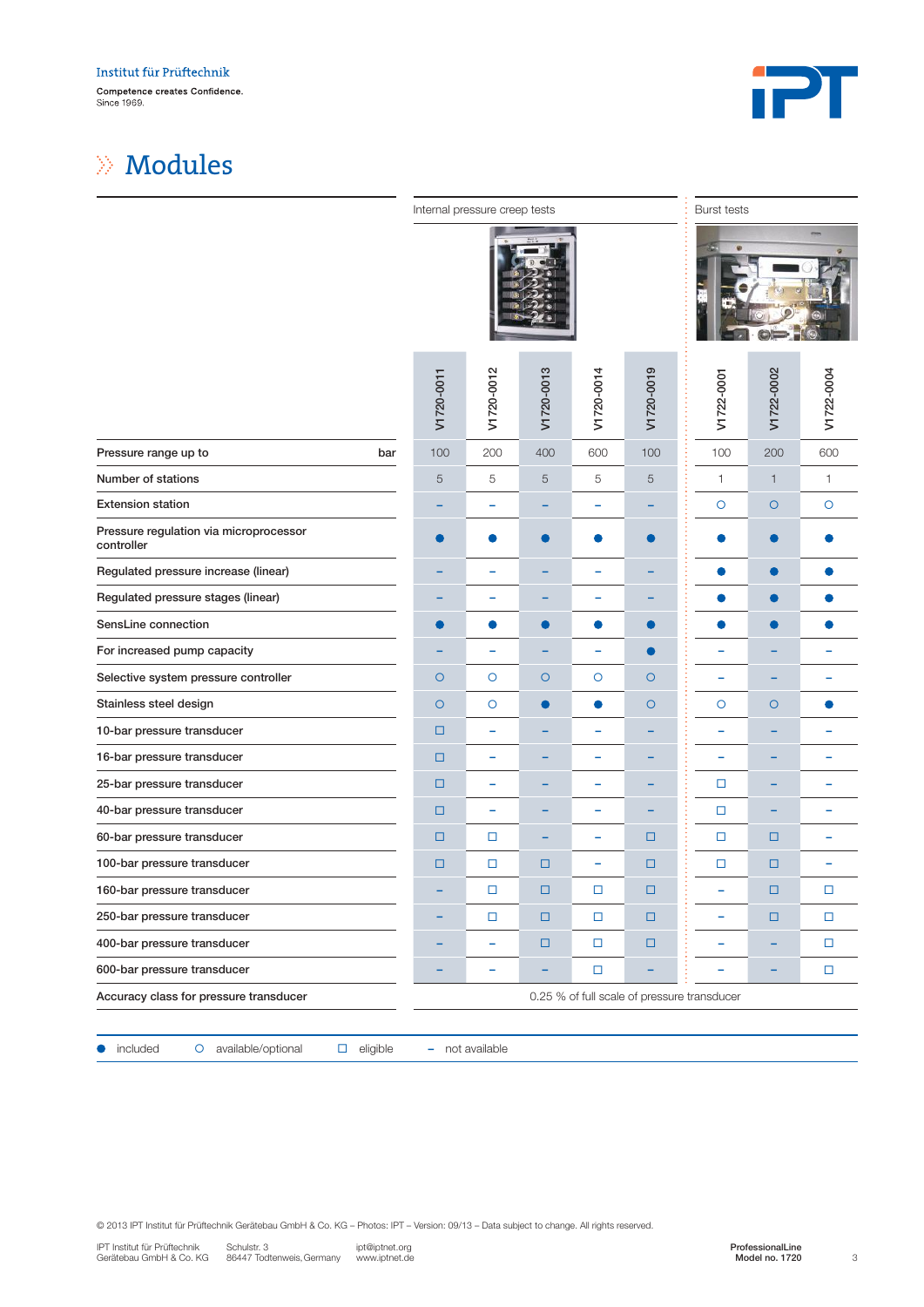Institut für Prüftechnik

Competence creates Confidence.
Since 1969.

# Modules

| | Internal pressure creep tests | | | | | Burst tests | | |
|---|---|---|---|---|---|---|---|---|
| | V1720-0011 | V1720-0012 | V1720-0013 | V1720-0014 | V1720-0019 | V1722-0001 | V1722-0002 | V1722-0004 |
| Pressure range up to bar | 100 | 200 | 400 | 600 | 100 | 100 | 200 | 600 |
| Number of stations | 5 | 5 | 5 | 5 | 5 | 1 | 1 | 1 |
| Extension station | – | – | – | – | – | ○ | ○ | ○ |
| Pressure regulation via microprocessor controller | ● | ● | ● | ● | ● | ● | ● | ● |
| Regulated pressure increase (linear) | – | – | – | – | – | ● | ● | ● |
| Regulated pressure stages (linear) | – | – | – | – | – | ● | ● | ● |
| SensLine connection | ● | ● | ● | ● | ● | ● | ● | ● |
| For increased pump capacity | – | – | – | – | ● | – | – | – |
| Selective system pressure controller | ○ | ○ | ○ | ○ | ○ | – | – | – |
| Stainless steel design | ○ | ○ | ● | ● | ○ | ○ | ○ | ● |
| 10-bar pressure transducer | □ | – | – | – | – | – | – | – |
| 16-bar pressure transducer | □ | – | – | – | – | – | – | – |
| 25-bar pressure transducer | □ | – | – | – | – | □ | – | – |
| 40-bar pressure transducer | □ | – | – | – | – | □ | – | – |
| 60-bar pressure transducer | □ | □ | – | – | □ | □ | □ | – |
| 100-bar pressure transducer | □ | □ | □ | – | □ | □ | □ | – |
| 160-bar pressure transducer | – | □ | □ | □ | □ | – | □ | □ |
| 250-bar pressure transducer | – | □ | □ | □ | □ | – | □ | □ |
| 400-bar pressure transducer | – | – | □ | □ | □ | – | – | □ |
| 600-bar pressure transducer | – | – | – | □ | – | – | – | □ |
| Accuracy class for pressure transducer | 0.25 % of full scale of pressure transducer | | | | | | | |

● included ○ available/optional □ eligible – not available

© 2013 IPT Institut für Prüftechnik Gerätebau GmbH & Co. KG – Photos: IPT – Version: 09/13 – Data subject to change. All rights reserved.

IPT Institut für Prüftechnik Gerätebau GmbH & Co. KG | Schulstr. 3, 86447 Todtenweis, Germany | ipt@iptnet.org, www.iptnet.de

ProfessionalLine
Model no. 1720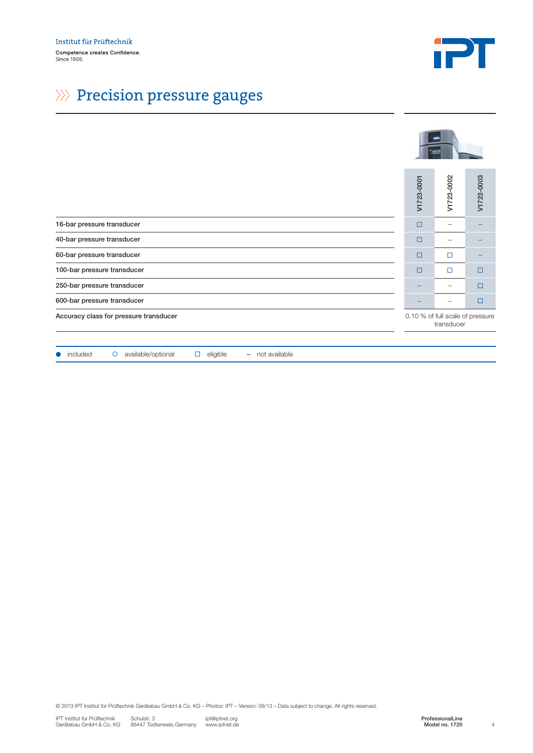# Precision pressure gauges

| | V1723-0001 | V1723-0002 | V1723-0003 |
|---|---|---|---|
| 16-bar pressure transducer | ☐ | – | – |
| 40-bar pressure transducer | ☐ | – | – |
| 60-bar pressure transducer | ☐ | ☐ | – |
| 100-bar pressure transducer | ☐ | ☐ | ☐ |
| 250-bar pressure transducer | – | – | ☐ |
| 600-bar pressure transducer | – | – | ☐ |
| Accuracy class for pressure transducer | 0.10 % of full scale of pressure transducer | | |

● included ○ available/optional ☐ eligible – not available

© 2013 IPT Institut für Prüftechnik Gerätebau GmbH & Co. KG – Photos: IPT – Version: 09/13 – Data subject to change. All rights reserved.

IPT Institut für Prüftechnik Gerätebau GmbH & Co. KG
Schulstr. 3
86447 Todtenweis, Germany
ipt@iptnet.org
www.iptnet.de

ProfessionalLine
Model no. 1720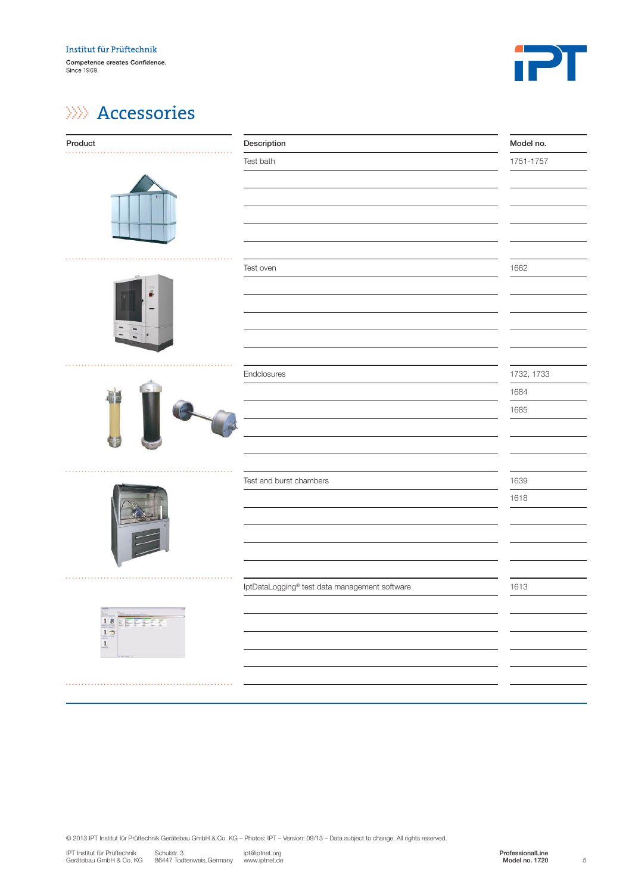# Accessories

| Product | Description | Model no. |
|---|---|---|
| | Test bath | 1751-1757 |
| | Test oven | 1662 |
| | Endclosures | 1732, 1733 |
| | | 1684 |
| | | 1685 |
| | Test and burst chambers | 1639 |
| | | 1618 |
| | IptDataLogging® test data management software | 1613 |

© 2013 IPT Institut für Prüftechnik Gerätebau GmbH & Co. KG – Photos: IPT – Version: 09/13 – Data subject to change. All rights reserved.

IPT Institut für Prüftechnik Gerätebau GmbH & Co. KG
Schulstr. 3
86447 Todtenweis, Germany
ipt@iptnet.org
www.iptnet.de

ProfessionalLine
Model no. 1720